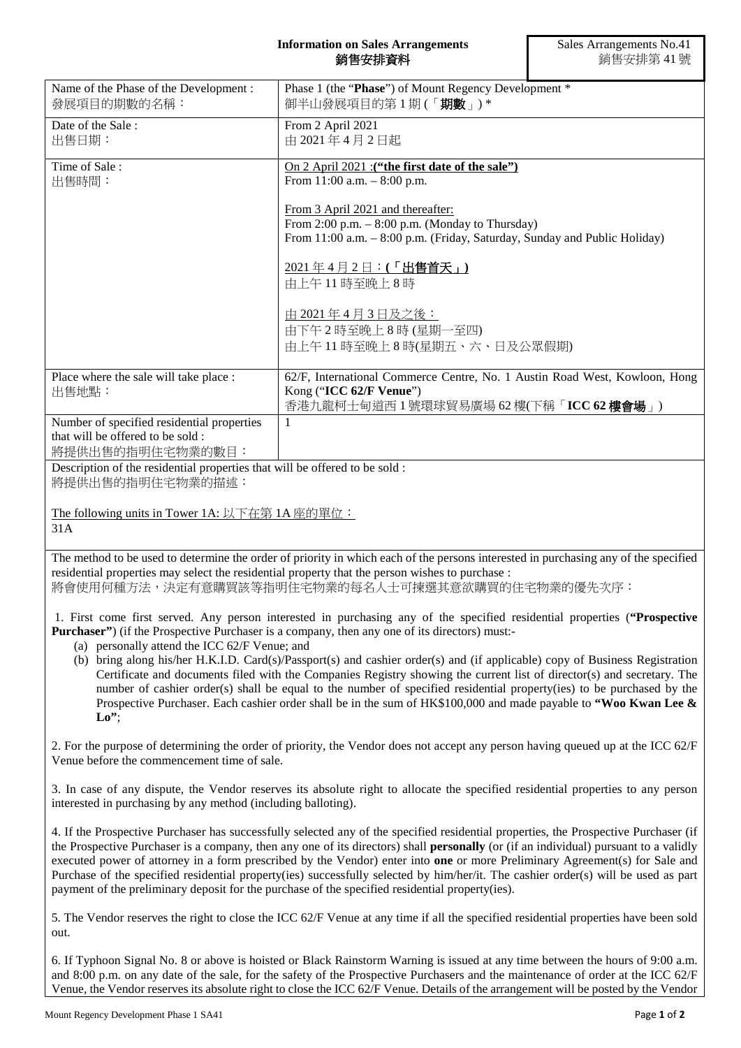# Information on Sales Arrangements
# 銷售安排資料

Sales Arrangements No.41
銷售安排第 41 號

| | |
|---|---|
| Name of the Phase of the Development :<br>發展項目的期數的名稱： | Phase 1 (the "**Phase**") of Mount Regency Development *<br>御半山發展項目的第 1 期 (「**期數**」) * |
| Date of the Sale :<br>出售日期： | From 2 April 2021<br>由 2021 年 4 月 2 日起 |
| Time of Sale :<br>出售時間： | <u>On 2 April 2021 :**("the first date of the sale")**</u><br>From 11:00 a.m. – 8:00 p.m.<br><br><u>From 3 April 2021 and thereafter:</u><br>From 2:00 p.m. – 8:00 p.m. (Monday to Thursday)<br>From 11:00 a.m. – 8:00 p.m. (Friday, Saturday, Sunday and Public Holiday)<br><br><u>2021 年 4 月 2 日：**(「出售首天」)**</u><br>由上午 11 時至晚上 8 時<br><br><u>由 2021 年 4 月 3 日及之後：</u><br>由下午 2 時至晚上 8 時 (星期一至四)<br>由上午 11 時至晚上 8 時(星期五、六、日及公眾假期) |
| Place where the sale will take place :<br>出售地點： | 62/F, International Commerce Centre, No. 1 Austin Road West, Kowloon, Hong Kong ("**ICC 62/F Venue**")<br>香港九龍柯士甸道西 1 號環球貿易廣場 62 樓(下稱「**ICC 62 樓會場**」) |
| Number of specified residential properties that will be offered to be sold :<br>將提供出售的指明住宅物業的數目： | 1 |

Description of the residential properties that will be offered to be sold :
將提供出售的指明住宅物業的描述：

<u>The following units in Tower 1A: 以下在第 1A 座的單位：</u>
31A

The method to be used to determine the order of priority in which each of the persons interested in purchasing any of the specified residential properties may select the residential property that the person wishes to purchase :
將會使用何種方法，決定有意購買該等指明住宅物業的每名人士可揀選其意欲購買的住宅物業的優先次序：

1. First come first served. Any person interested in purchasing any of the specified residential properties (**"Prospective Purchaser"**) (if the Prospective Purchaser is a company, then any one of its directors) must:-
   (a) personally attend the ICC 62/F Venue; and
   (b) bring along his/her H.K.I.D. Card(s)/Passport(s) and cashier order(s) and (if applicable) copy of Business Registration Certificate and documents filed with the Companies Registry showing the current list of director(s) and secretary. The number of cashier order(s) shall be equal to the number of specified residential property(ies) to be purchased by the Prospective Purchaser. Each cashier order shall be in the sum of HK$100,000 and made payable to **"Woo Kwan Lee & Lo"**;

2. For the purpose of determining the order of priority, the Vendor does not accept any person having queued up at the ICC 62/F Venue before the commencement time of sale.

3. In case of any dispute, the Vendor reserves its absolute right to allocate the specified residential properties to any person interested in purchasing by any method (including balloting).

4. If the Prospective Purchaser has successfully selected any of the specified residential properties, the Prospective Purchaser (if the Prospective Purchaser is a company, then any one of its directors) shall **personally** (or (if an individual) pursuant to a validly executed power of attorney in a form prescribed by the Vendor) enter into **one** or more Preliminary Agreement(s) for Sale and Purchase of the specified residential property(ies) successfully selected by him/her/it. The cashier order(s) will be used as part payment of the preliminary deposit for the purchase of the specified residential property(ies).

5. The Vendor reserves the right to close the ICC 62/F Venue at any time if all the specified residential properties have been sold out.

6. If Typhoon Signal No. 8 or above is hoisted or Black Rainstorm Warning is issued at any time between the hours of 9:00 a.m. and 8:00 p.m. on any date of the sale, for the safety of the Prospective Purchasers and the maintenance of order at the ICC 62/F Venue, the Vendor reserves its absolute right to close the ICC 62/F Venue. Details of the arrangement will be posted by the Vendor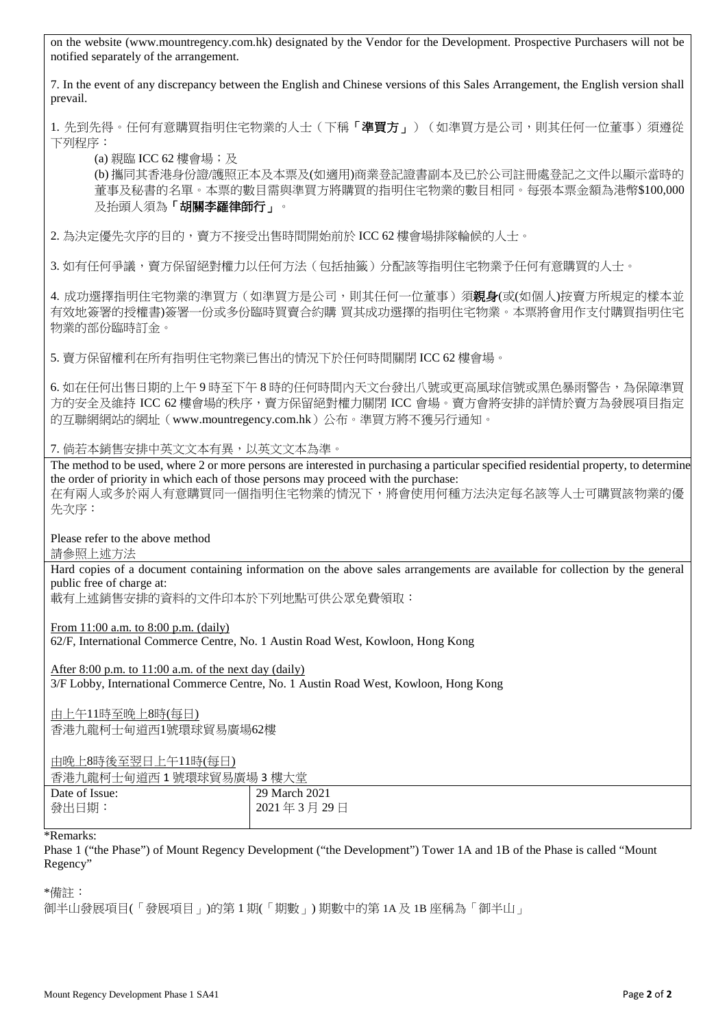on the website (www.mountregency.com.hk) designated by the Vendor for the Development. Prospective Purchasers will not be notified separately of the arrangement.

7. In the event of any discrepancy between the English and Chinese versions of this Sales Arrangement, the English version shall prevail.

1. 先到先得。任何有意購買指明住宅物業的人士（下稱**「準買方」**）（如準買方是公司，則其任何一位董事）須遵從下列程序：

(a) 親臨 ICC 62 樓會場；及

(b) 攜同其香港身份證/護照正本及本票及(如適用)商業登記證書副本及已於公司註冊處登記之文件以顯示當時的董事及秘書的名單。本票的數目需與準買方將購買的指明住宅物業的數目相同。每張本票金額為港幣$100,000及抬頭人須為**「胡關李羅律師行」**。

2. 為決定優先次序的目的，賣方不接受出售時間開始前於 ICC 62 樓會場排隊輪候的人士。

3. 如有任何爭議，賣方保留絕對權力以任何方法（包括抽籤）分配該等指明住宅物業予任何有意購買的人士。

4. 成功選擇指明住宅物業的準買方（如準買方是公司，則其任何一位董事）須**親身**(或(如個人)按賣方所規定的樣本並有效地簽署的授權書)簽署一份或多份臨時買賣合約購 買其成功選擇的指明住宅物業。本票將會用作支付購買指明住宅物業的部份臨時訂金。

5. 賣方保留權利在所有指明住宅物業已售出的情況下於任何時間關閉 ICC 62 樓會場。

6. 如在任何出售日期的上午 9 時至下午 8 時的任何時間內天文台發出八號或更高風球信號或黑色暴雨警告，為保障準買方的安全及維持 ICC 62 樓會場的秩序，賣方保留絕對權力關閉 ICC 會場。賣方會將安排的詳情於賣方為發展項目指定的互聯網網站的網址（www.mountregency.com.hk）公布。準買方將不獲另行通知。

7. 倘若本銷售安排中英文文本有異，以英文文本為準。

The method to be used, where 2 or more persons are interested in purchasing a particular specified residential property, to determine the order of priority in which each of those persons may proceed with the purchase:
在有兩人或多於兩人有意購買同一個指明住宅物業的情況下，將會使用何種方法決定每名該等人士可購買該物業的優先次序：

Please refer to the above method
請參照上述方法

Hard copies of a document containing information on the above sales arrangements are available for collection by the general public free of charge at:
載有上述銷售安排的資料的文件印本於下列地點可供公眾免費領取：

From 11:00 a.m. to 8:00 p.m. (daily)
62/F, International Commerce Centre, No. 1 Austin Road West, Kowloon, Hong Kong

After 8:00 p.m. to 11:00 a.m. of the next day (daily)
3/F Lobby, International Commerce Centre, No. 1 Austin Road West, Kowloon, Hong Kong

由上午11時至晚上8時(每日)
香港九龍柯士甸道西1號環球貿易廣場62樓

由晚上8時後至翌日上午11時(每日)
香港九龍柯士甸道西 1 號環球貿易廣場 3 樓大堂

| | |
|---|---|
| Date of Issue:<br>發出日期： | 29 March 2021<br>2021 年 3 月 29 日 |

*Remarks:

Phase 1 ("the Phase") of Mount Regency Development ("the Development") Tower 1A and 1B of the Phase is called "Mount Regency"

*備註：

御半山發展項目(「發展項目」)的第 1 期(「期數」) 期數中的第 1A 及 1B 座稱為「御半山」